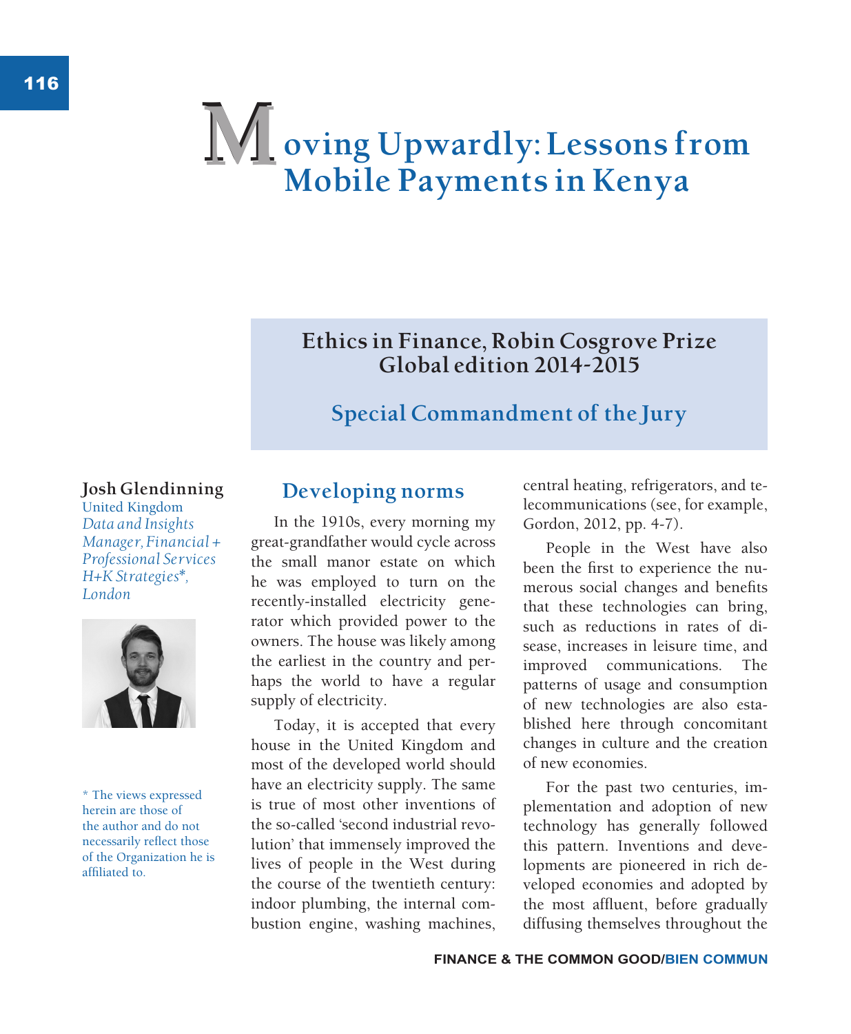# Moving Upwardly: Lessons from Mobile Payments in Kenya

**Ethics in Finance, Robin Cosgrove Prize Global edition 2014-2015**

**Special Commandment of the Jury**

**Josh Glendinning**
United Kingdom
*Data and Insights Manager, Financial + Professional Services H+K Strategies*, London*

\* The views expressed herein are those of the author and do not necessarily reflect those of the Organization he is affiliated to.

## Developing norms

In the 1910s, every morning my great-grandfather would cycle across the small manor estate on which he was employed to turn on the recently-installed electricity generator which provided power to the owners. The house was likely among the earliest in the country and perhaps the world to have a regular supply of electricity.

Today, it is accepted that every house in the United Kingdom and most of the developed world should have an electricity supply. The same is true of most other inventions of the so-called 'second industrial revolution' that immensely improved the lives of people in the West during the course of the twentieth century: indoor plumbing, the internal combustion engine, washing machines, central heating, refrigerators, and telecommunications (see, for example, Gordon, 2012, pp. 4-7).

People in the West have also been the first to experience the numerous social changes and benefits that these technologies can bring, such as reductions in rates of disease, increases in leisure time, and improved communications. The patterns of usage and consumption of new technologies are also established here through concomitant changes in culture and the creation of new economies.

For the past two centuries, implementation and adoption of new technology has generally followed this pattern. Inventions and developments are pioneered in rich developed economies and adopted by the most affluent, before gradually diffusing themselves throughout the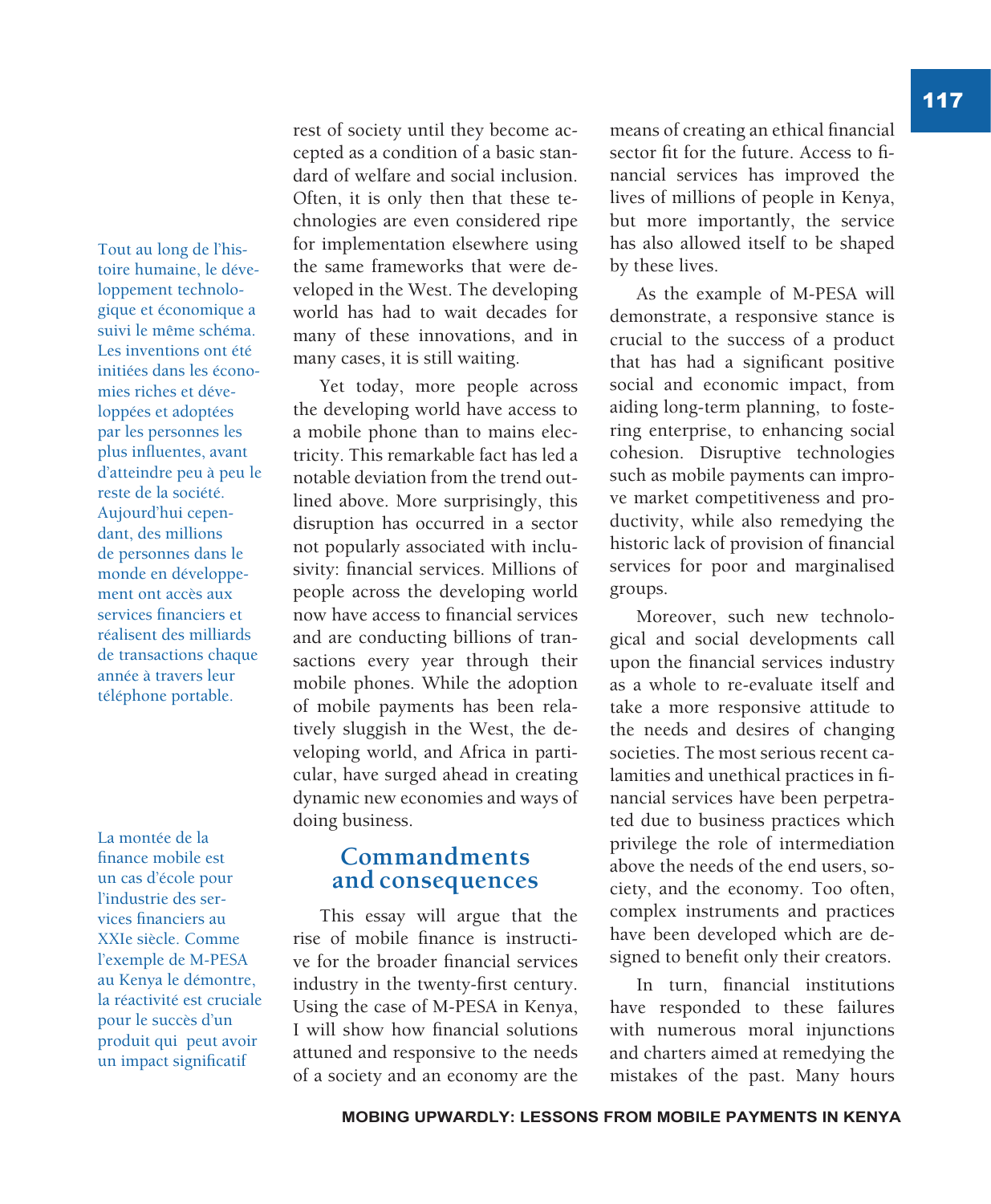Tout au long de l'histoire humaine, le développement technologique et économique a suivi le même schéma. Les inventions ont été initiées dans les économies riches et développées et adoptées par les personnes les plus influentes, avant d'atteindre peu à peu le reste de la société. Aujourd'hui cependant, des millions de personnes dans le monde en développement ont accès aux services financiers et réalisent des milliards de transactions chaque année à travers leur téléphone portable.

La montée de la finance mobile est un cas d'école pour l'industrie des services financiers au XXIe siècle. Comme l'exemple de M-PESA au Kenya le démontre, la réactivité est cruciale pour le succès d'un produit qui peut avoir un impact significatif

rest of society until they become accepted as a condition of a basic standard of welfare and social inclusion. Often, it is only then that these technologies are even considered ripe for implementation elsewhere using the same frameworks that were developed in the West. The developing world has had to wait decades for many of these innovations, and in many cases, it is still waiting.

Yet today, more people across the developing world have access to a mobile phone than to mains electricity. This remarkable fact has led a notable deviation from the trend outlined above. More surprisingly, this disruption has occurred in a sector not popularly associated with inclusivity: financial services. Millions of people across the developing world now have access to financial services and are conducting billions of transactions every year through their mobile phones. While the adoption of mobile payments has been relatively sluggish in the West, the developing world, and Africa in particular, have surged ahead in creating dynamic new economies and ways of doing business.

## Commandments and consequences

This essay will argue that the rise of mobile finance is instructive for the broader financial services industry in the twenty-first century. Using the case of M-PESA in Kenya, I will show how financial solutions attuned and responsive to the needs of a society and an economy are the means of creating an ethical financial sector fit for the future. Access to financial services has improved the lives of millions of people in Kenya, but more importantly, the service has also allowed itself to be shaped by these lives.

As the example of M-PESA will demonstrate, a responsive stance is crucial to the success of a product that has had a significant positive social and economic impact, from aiding long-term planning, to fostering enterprise, to enhancing social cohesion. Disruptive technologies such as mobile payments can improve market competitiveness and productivity, while also remedying the historic lack of provision of financial services for poor and marginalised groups.

Moreover, such new technological and social developments call upon the financial services industry as a whole to re-evaluate itself and take a more responsive attitude to the needs and desires of changing societies. The most serious recent calamities and unethical practices in financial services have been perpetrated due to business practices which privilege the role of intermediation above the needs of the end users, society, and the economy. Too often, complex instruments and practices have been developed which are designed to benefit only their creators.

In turn, financial institutions have responded to these failures with numerous moral injunctions and charters aimed at remedying the mistakes of the past. Many hours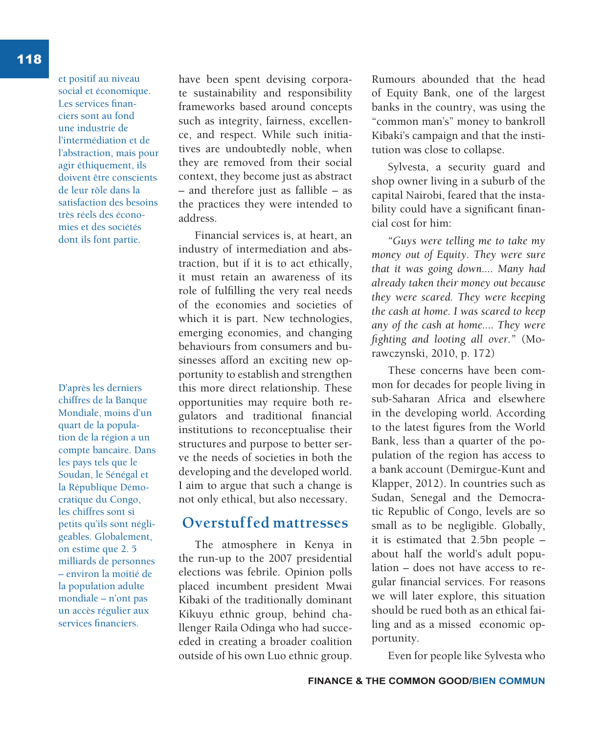et positif au niveau social et économique. Les services financiers sont au fond une industrie de l'intermédiation et de l'abstraction, mais pour agir éthiquement, ils doivent être conscients de leur rôle dans la satisfaction des besoins très réels des économies et des sociétés dont ils font partie.

D'après les derniers chiffres de la Banque Mondiale, moins d'un quart de la population de la région a un compte bancaire. Dans les pays tels que le Soudan, le Sénégal et la République Démocratique du Congo, les chiffres sont si petits qu'ils sont négligeables. Globalement, on estime que 2. 5 milliards de personnes – environ la moitié de la population adulte mondiale – n'ont pas un accès régulier aux services financiers.

have been spent devising corporate sustainability and responsibility frameworks based around concepts such as integrity, fairness, excellence, and respect. While such initiatives are undoubtedly noble, when they are removed from their social context, they become just as abstract – and therefore just as fallible – as the practices they were intended to address.

Financial services is, at heart, an industry of intermediation and abstraction, but if it is to act ethically, it must retain an awareness of its role of fulfilling the very real needs of the economies and societies of which it is part. New technologies, emerging economies, and changing behaviours from consumers and businesses afford an exciting new opportunity to establish and strengthen this more direct relationship. These opportunities may require both regulators and traditional financial institutions to reconceptualise their structures and purpose to better serve the needs of societies in both the developing and the developed world. I aim to argue that such a change is not only ethical, but also necessary.

## Overstuffed mattresses

The atmosphere in Kenya in the run-up to the 2007 presidential elections was febrile. Opinion polls placed incumbent president Mwai Kibaki of the traditionally dominant Kikuyu ethnic group, behind challenger Raila Odinga who had succeeded in creating a broader coalition outside of his own Luo ethnic group. Rumours abounded that the head of Equity Bank, one of the largest banks in the country, was using the "common man's" money to bankroll Kibaki's campaign and that the institution was close to collapse.

Sylvesta, a security guard and shop owner living in a suburb of the capital Nairobi, feared that the instability could have a significant financial cost for him:

*"Guys were telling me to take my money out of Equity. They were sure that it was going down.... Many had already taken their money out because they were scared. They were keeping the cash at home. I was scared to keep any of the cash at home.... They were fighting and looting all over."* (Morawczynski, 2010, p. 172)

These concerns have been common for decades for people living in sub-Saharan Africa and elsewhere in the developing world. According to the latest figures from the World Bank, less than a quarter of the population of the region has access to a bank account (Demirgue-Kunt and Klapper, 2012). In countries such as Sudan, Senegal and the Democratic Republic of Congo, levels are so small as to be negligible. Globally, it is estimated that 2.5bn people – about half the world's adult population – does not have access to regular financial services. For reasons we will later explore, this situation should be rued both as an ethical failing and as a missed economic opportunity.

Even for people like Sylvesta who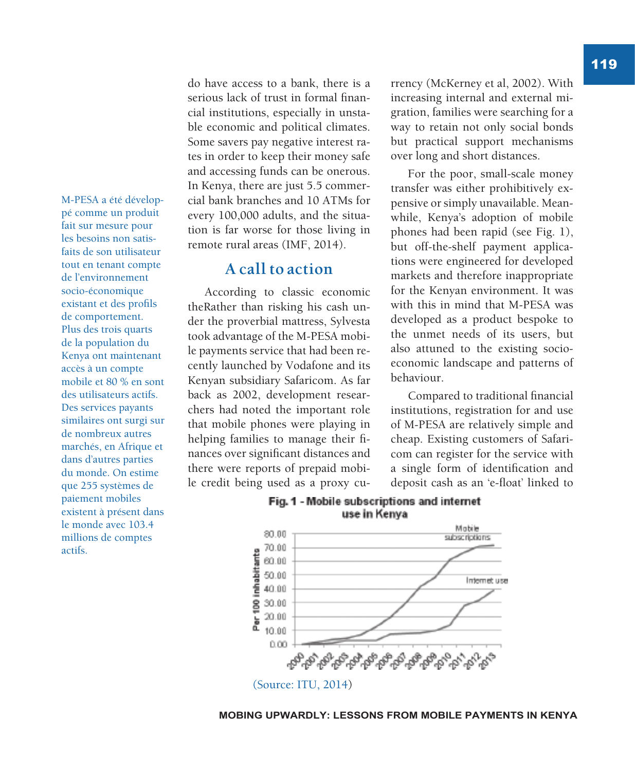do have access to a bank, there is a serious lack of trust in formal financial institutions, especially in unstable economic and political climates. Some savers pay negative interest rates in order to keep their money safe and accessing funds can be onerous. In Kenya, there are just 5.5 commercial bank branches and 10 ATMs for every 100,000 adults, and the situation is far worse for those living in remote rural areas (IMF, 2014).

## A call to action

According to classic economic theRather than risking his cash under the proverbial mattress, Sylvesta took advantage of the M-PESA mobile payments service that had been recently launched by Vodafone and its Kenyan subsidiary Safaricom. As far back as 2002, development researchers had noted the important role that mobile phones were playing in helping families to manage their finances over significant distances and there were reports of prepaid mobile credit being used as a proxy currency (McKerney et al, 2002). With increasing internal and external migration, families were searching for a way to retain not only social bonds but practical support mechanisms over long and short distances.

For the poor, small-scale money transfer was either prohibitively expensive or simply unavailable. Meanwhile, Kenya's adoption of mobile phones had been rapid (see Fig. 1), but off-the-shelf payment applications were engineered for developed markets and therefore inappropriate for the Kenyan environment. It was with this in mind that M-PESA was developed as a product bespoke to the unmet needs of its users, but also attuned to the existing socio-economic landscape and patterns of behaviour.

Compared to traditional financial institutions, registration for and use of M-PESA are relatively simple and cheap. Existing customers of Safaricom can register for the service with a single form of identification and deposit cash as an 'e-float' linked to

M-PESA a été développé comme un produit fait sur mesure pour les besoins non satisfaits de son utilisateur tout en tenant compte de l'environnement socio-économique existant et des profils de comportement. Plus des trois quarts de la population du Kenya ont maintenant accès à un compte mobile et 80 % en sont des utilisateurs actifs. Des services payants similaires ont surgi sur de nombreux autres marchés, en Afrique et dans d'autres parties du monde. On estime que 255 systèmes de paiement mobiles existent à présent dans le monde avec 103.4 millions de comptes actifs.

**Fig. 1 - Mobile subscriptions and internet use in Kenya**

(Source: ITU, 2014)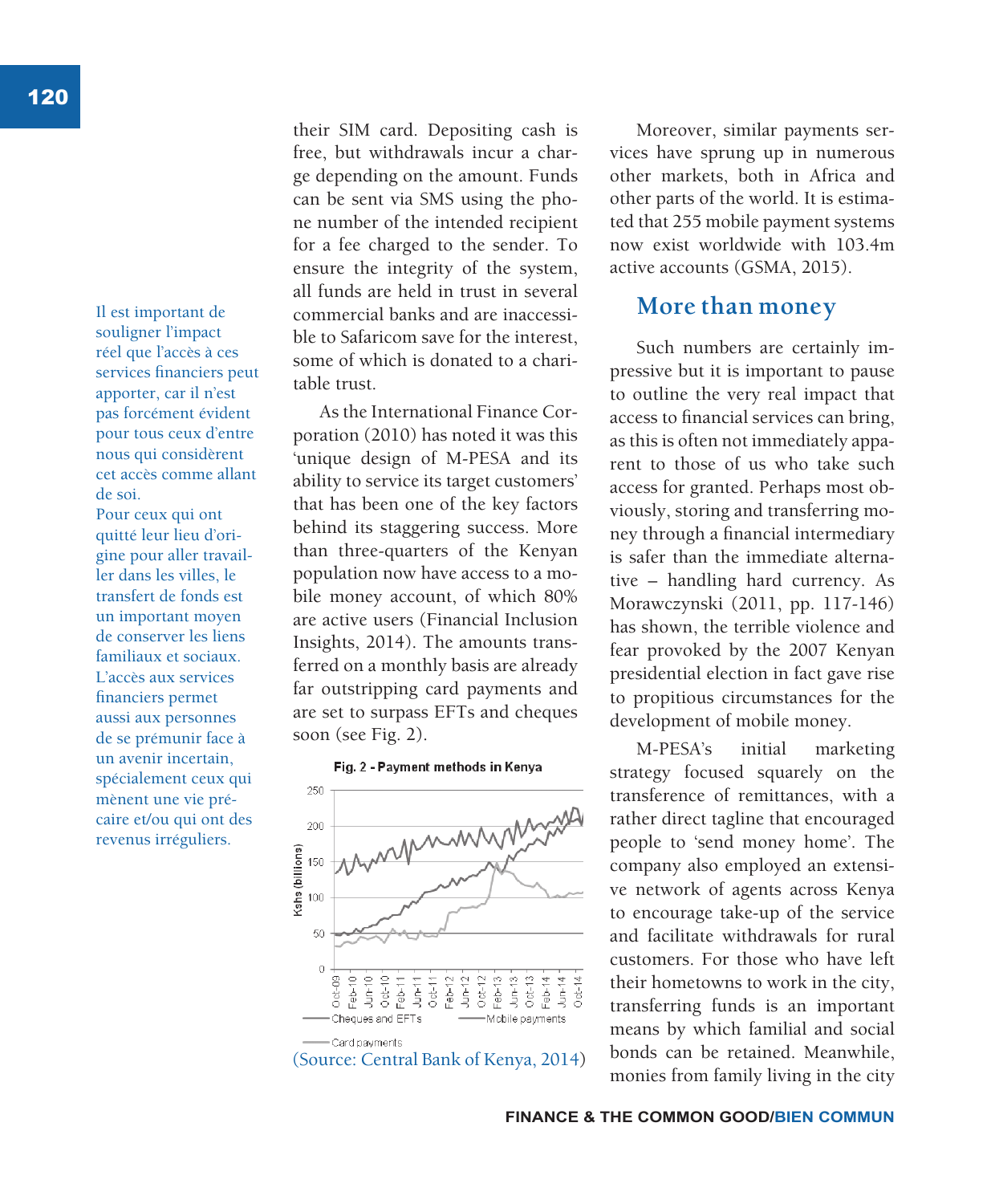their SIM card. Depositing cash is free, but withdrawals incur a charge depending on the amount. Funds can be sent via SMS using the phone number of the intended recipient for a fee charged to the sender. To ensure the integrity of the system, all funds are held in trust in several commercial banks and are inaccessible to Safaricom save for the interest, some of which is donated to a charitable trust.

As the International Finance Corporation (2010) has noted it was this 'unique design of M-PESA and its ability to service its target customers' that has been one of the key factors behind its staggering success. More than three-quarters of the Kenyan population now have access to a mobile money account, of which 80% are active users (Financial Inclusion Insights, 2014). The amounts transferred on a monthly basis are already far outstripping card payments and are set to surpass EFTs and cheques soon (see Fig. 2).

**Fig. 2 - Payment methods in Kenya**

(Source: Central Bank of Kenya, 2014)

Moreover, similar payments services have sprung up in numerous other markets, both in Africa and other parts of the world. It is estimated that 255 mobile payment systems now exist worldwide with 103.4m active accounts (GSMA, 2015).

## More than money

Such numbers are certainly impressive but it is important to pause to outline the very real impact that access to financial services can bring, as this is often not immediately apparent to those of us who take such access for granted. Perhaps most obviously, storing and transferring money through a financial intermediary is safer than the immediate alternative – handling hard currency. As Morawczynski (2011, pp. 117-146) has shown, the terrible violence and fear provoked by the 2007 Kenyan presidential election in fact gave rise to propitious circumstances for the development of mobile money.

M-PESA's initial marketing strategy focused squarely on the transference of remittances, with a rather direct tagline that encouraged people to 'send money home'. The company also employed an extensive network of agents across Kenya to encourage take-up of the service and facilitate withdrawals for rural customers. For those who have left their hometowns to work in the city, transferring funds is an important means by which familial and social bonds can be retained. Meanwhile, monies from family living in the city

Il est important de souligner l'impact réel que l'accès à ces services financiers peut apporter, car il n'est pas forcément évident pour tous ceux d'entre nous qui considèrent cet accès comme allant de soi.
Pour ceux qui ont quitté leur lieu d'origine pour aller travailler dans les villes, le transfert de fonds est un important moyen de conserver les liens familiaux et sociaux.
L'accès aux services financiers permet aussi aux personnes de se prémunir face à un avenir incertain, spécialement ceux qui mènent une vie précaire et/ou qui ont des revenus irréguliers.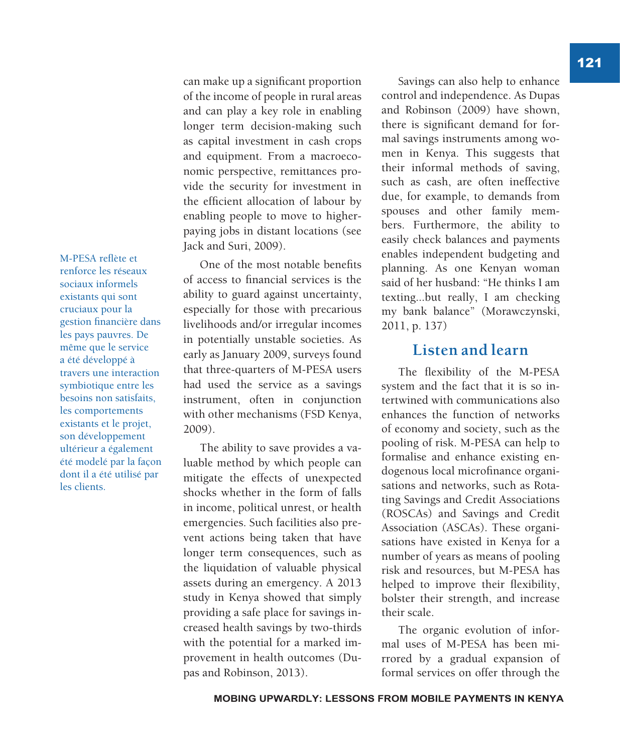can make up a significant proportion of the income of people in rural areas and can play a key role in enabling longer term decision-making such as capital investment in cash crops and equipment. From a macroeconomic perspective, remittances provide the security for investment in the efficient allocation of labour by enabling people to move to higher-paying jobs in distant locations (see Jack and Suri, 2009).

One of the most notable benefits of access to financial services is the ability to guard against uncertainty, especially for those with precarious livelihoods and/or irregular incomes in potentially unstable societies. As early as January 2009, surveys found that three-quarters of M-PESA users had used the service as a savings instrument, often in conjunction with other mechanisms (FSD Kenya, 2009).

The ability to save provides a valuable method by which people can mitigate the effects of unexpected shocks whether in the form of falls in income, political unrest, or health emergencies. Such facilities also prevent actions being taken that have longer term consequences, such as the liquidation of valuable physical assets during an emergency. A 2013 study in Kenya showed that simply providing a safe place for savings increased health savings by two-thirds with the potential for a marked improvement in health outcomes (Dupas and Robinson, 2013).

M-PESA reflète et renforce les réseaux sociaux informels existants qui sont cruciaux pour la gestion financière dans les pays pauvres. De même que le service a été développé à travers une interaction symbiotique entre les besoins non satisfaits, les comportements existants et le projet, son développement ultérieur a également été modelé par la façon dont il a été utilisé par les clients.

Savings can also help to enhance control and independence. As Dupas and Robinson (2009) have shown, there is significant demand for formal savings instruments among women in Kenya. This suggests that their informal methods of saving, such as cash, are often ineffective due, for example, to demands from spouses and other family members. Furthermore, the ability to easily check balances and payments enables independent budgeting and planning. As one Kenyan woman said of her husband: "He thinks I am texting...but really, I am checking my bank balance" (Morawczynski, 2011, p. 137)

## Listen and learn

The flexibility of the M-PESA system and the fact that it is so intertwined with communications also enhances the function of networks of economy and society, such as the pooling of risk. M-PESA can help to formalise and enhance existing endogenous local microfinance organisations and networks, such as Rotating Savings and Credit Associations (ROSCAs) and Savings and Credit Association (ASCAs). These organisations have existed in Kenya for a number of years as means of pooling risk and resources, but M-PESA has helped to improve their flexibility, bolster their strength, and increase their scale.

The organic evolution of informal uses of M-PESA has been mirrored by a gradual expansion of formal services on offer through the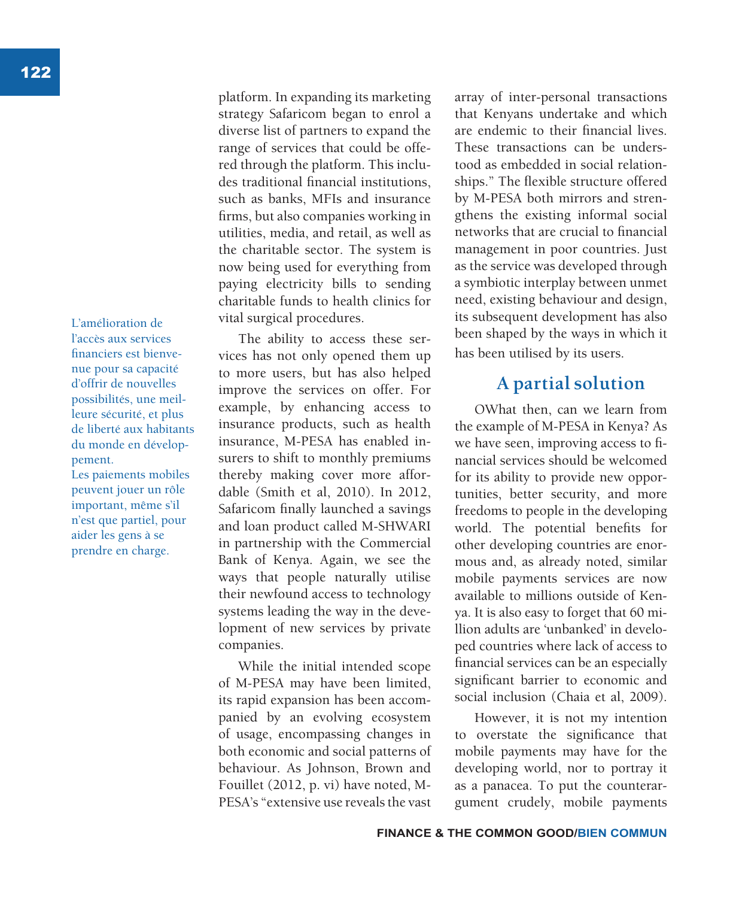platform. In expanding its marketing strategy Safaricom began to enrol a diverse list of partners to expand the range of services that could be offered through the platform. This includes traditional financial institutions, such as banks, MFIs and insurance firms, but also companies working in utilities, media, and retail, as well as the charitable sector. The system is now being used for everything from paying electricity bills to sending charitable funds to health clinics for vital surgical procedures.

The ability to access these services has not only opened them up to more users, but has also helped improve the services on offer. For example, by enhancing access to insurance products, such as health insurance, M-PESA has enabled insurers to shift to monthly premiums thereby making cover more affordable (Smith et al, 2010). In 2012, Safaricom finally launched a savings and loan product called M-SHWARI in partnership with the Commercial Bank of Kenya. Again, we see the ways that people naturally utilise their newfound access to technology systems leading the way in the development of new services by private companies.

While the initial intended scope of M-PESA may have been limited, its rapid expansion has been accompanied by an evolving ecosystem of usage, encompassing changes in both economic and social patterns of behaviour. As Johnson, Brown and Fouillet (2012, p. vi) have noted, M-PESA's "extensive use reveals the vast array of inter-personal transactions that Kenyans undertake and which are endemic to their financial lives. These transactions can be understood as embedded in social relationships." The flexible structure offered by M-PESA both mirrors and strengthens the existing informal social networks that are crucial to financial management in poor countries. Just as the service was developed through a symbiotic interplay between unmet need, existing behaviour and design, its subsequent development has also been shaped by the ways in which it has been utilised by its users.

L'amélioration de l'accès aux services financiers est bienvenue pour sa capacité d'offrir de nouvelles possibilités, une meilleure sécurité, et plus de liberté aux habitants du monde en développement. Les paiements mobiles peuvent jouer un rôle important, même s'il n'est que partiel, pour aider les gens à se prendre en charge.

## A partial solution

OWhat then, can we learn from the example of M-PESA in Kenya? As we have seen, improving access to financial services should be welcomed for its ability to provide new opportunities, better security, and more freedoms to people in the developing world. The potential benefits for other developing countries are enormous and, as already noted, similar mobile payments services are now available to millions outside of Kenya. It is also easy to forget that 60 million adults are 'unbanked' in developed countries where lack of access to financial services can be an especially significant barrier to economic and social inclusion (Chaia et al, 2009).

However, it is not my intention to overstate the significance that mobile payments may have for the developing world, nor to portray it as a panacea. To put the counterargument crudely, mobile payments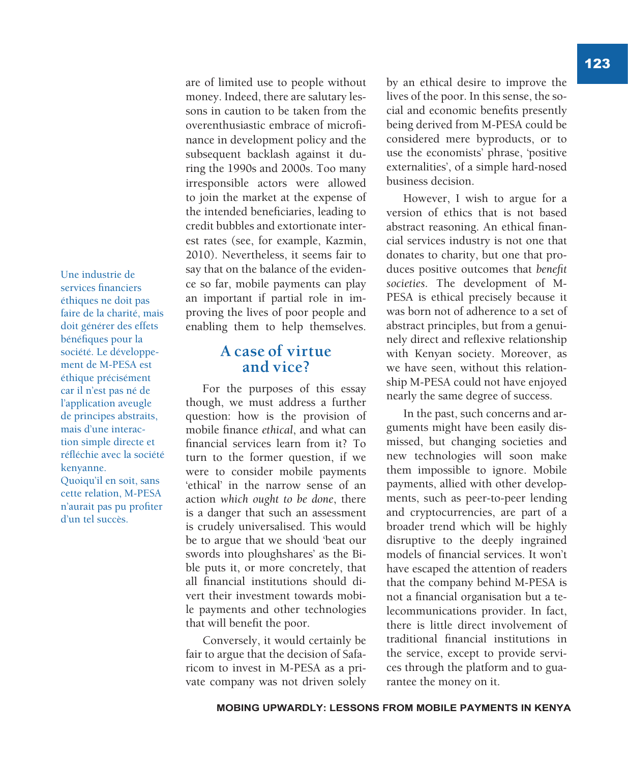are of limited use to people without money. Indeed, there are salutary lessons in caution to be taken from the overenthusiastic embrace of microfinance in development policy and the subsequent backlash against it during the 1990s and 2000s. Too many irresponsible actors were allowed to join the market at the expense of the intended beneficiaries, leading to credit bubbles and extortionate interest rates (see, for example, Kazmin, 2010). Nevertheless, it seems fair to say that on the balance of the evidence so far, mobile payments can play an important if partial role in improving the lives of poor people and enabling them to help themselves.

## A case of virtue and vice?

For the purposes of this essay though, we must address a further question: how is the provision of mobile finance *ethical*, and what can financial services learn from it? To turn to the former question, if we were to consider mobile payments 'ethical' in the narrow sense of an action *which ought to be done*, there is a danger that such an assessment is crudely universalised. This would be to argue that we should 'beat our swords into ploughshares' as the Bible puts it, or more concretely, that all financial institutions should divert their investment towards mobile payments and other technologies that will benefit the poor.

Conversely, it would certainly be fair to argue that the decision of Safaricom to invest in M-PESA as a private company was not driven solely by an ethical desire to improve the lives of the poor. In this sense, the social and economic benefits presently being derived from M-PESA could be considered mere byproducts, or to use the economists' phrase, 'positive externalities', of a simple hard-nosed business decision.

However, I wish to argue for a version of ethics that is not based abstract reasoning. An ethical financial services industry is not one that donates to charity, but one that produces positive outcomes that *benefit societies*. The development of M-PESA is ethical precisely because it was born not of adherence to a set of abstract principles, but from a genuinely direct and reflexive relationship with Kenyan society. Moreover, as we have seen, without this relationship M-PESA could not have enjoyed nearly the same degree of success.

In the past, such concerns and arguments might have been easily dismissed, but changing societies and new technologies will soon make them impossible to ignore. Mobile payments, allied with other developments, such as peer-to-peer lending and cryptocurrencies, are part of a broader trend which will be highly disruptive to the deeply ingrained models of financial services. It won't have escaped the attention of readers that the company behind M-PESA is not a financial organisation but a telecommunications provider. In fact, there is little direct involvement of traditional financial institutions in the service, except to provide services through the platform and to guarantee the money on it.

Une industrie de services financiers éthiques ne doit pas faire de la charité, mais doit générer des effets bénéfiques pour la société. Le développement de M-PESA est éthique précisément car il n'est pas né de l'application aveugle de principes abstraits, mais d'une interaction simple directe et réfléchie avec la société kenyanne. Quoiqu'il en soit, sans cette relation, M-PESA n'aurait pas pu profiter d'un tel succès.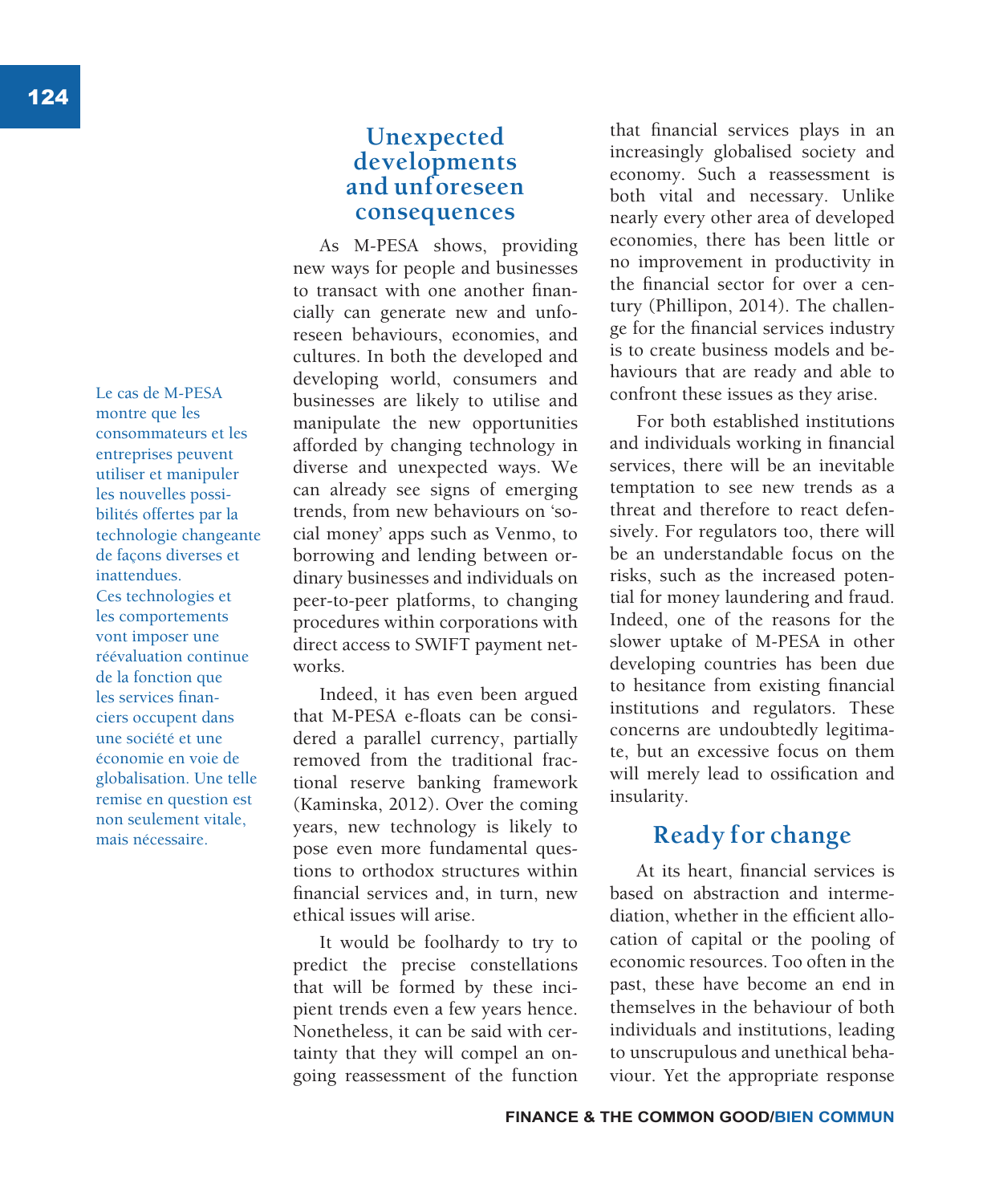## Unexpected developments and unforeseen consequences

Le cas de M-PESA montre que les consommateurs et les entreprises peuvent utiliser et manipuler les nouvelles possibilités offertes par la technologie changeante de façons diverses et inattendues. Ces technologies et les comportements vont imposer une réévaluation continue de la fonction que les services financiers occupent dans une société et une économie en voie de globalisation. Une telle remise en question est non seulement vitale, mais nécessaire.

As M-PESA shows, providing new ways for people and businesses to transact with one another financially can generate new and unforeseen behaviours, economies, and cultures. In both the developed and developing world, consumers and businesses are likely to utilise and manipulate the new opportunities afforded by changing technology in diverse and unexpected ways. We can already see signs of emerging trends, from new behaviours on 'social money' apps such as Venmo, to borrowing and lending between ordinary businesses and individuals on peer-to-peer platforms, to changing procedures within corporations with direct access to SWIFT payment networks.

Indeed, it has even been argued that M-PESA e-floats can be considered a parallel currency, partially removed from the traditional fractional reserve banking framework (Kaminska, 2012). Over the coming years, new technology is likely to pose even more fundamental questions to orthodox structures within financial services and, in turn, new ethical issues will arise.

It would be foolhardy to try to predict the precise constellations that will be formed by these incipient trends even a few years hence. Nonetheless, it can be said with certainty that they will compel an ongoing reassessment of the function that financial services plays in an increasingly globalised society and economy. Such a reassessment is both vital and necessary. Unlike nearly every other area of developed economies, there has been little or no improvement in productivity in the financial sector for over a century (Phillipon, 2014). The challenge for the financial services industry is to create business models and behaviours that are ready and able to confront these issues as they arise.

For both established institutions and individuals working in financial services, there will be an inevitable temptation to see new trends as a threat and therefore to react defensively. For regulators too, there will be an understandable focus on the risks, such as the increased potential for money laundering and fraud. Indeed, one of the reasons for the slower uptake of M-PESA in other developing countries has been due to hesitance from existing financial institutions and regulators. These concerns are undoubtedly legitimate, but an excessive focus on them will merely lead to ossification and insularity.

## Ready for change

At its heart, financial services is based on abstraction and intermediation, whether in the efficient allocation of capital or the pooling of economic resources. Too often in the past, these have become an end in themselves in the behaviour of both individuals and institutions, leading to unscrupulous and unethical behaviour. Yet the appropriate response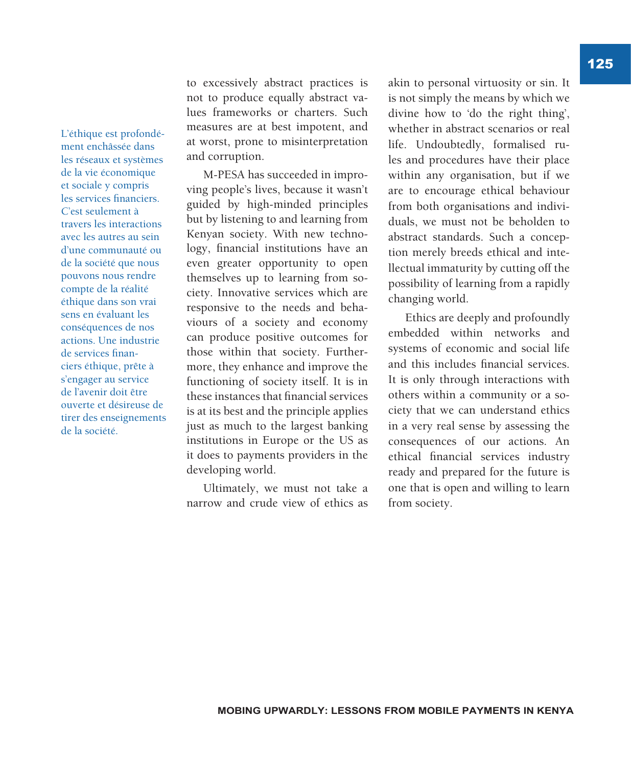L'éthique est profondément enchâssée dans les réseaux et systèmes de la vie économique et sociale y compris les services financiers. C'est seulement à travers les interactions avec les autres au sein d'une communauté ou de la société que nous pouvons nous rendre compte de la réalité éthique dans son vrai sens en évaluant les conséquences de nos actions. Une industrie de services financiers éthique, prête à s'engager au service de l'avenir doit être ouverte et désireuse de tirer des enseignements de la société.

to excessively abstract practices is not to produce equally abstract values frameworks or charters. Such measures are at best impotent, and at worst, prone to misinterpretation and corruption.

M-PESA has succeeded in improving people's lives, because it wasn't guided by high-minded principles but by listening to and learning from Kenyan society. With new technology, financial institutions have an even greater opportunity to open themselves up to learning from society. Innovative services which are responsive to the needs and behaviours of a society and economy can produce positive outcomes for those within that society. Furthermore, they enhance and improve the functioning of society itself. It is in these instances that financial services is at its best and the principle applies just as much to the largest banking institutions in Europe or the US as it does to payments providers in the developing world.

Ultimately, we must not take a narrow and crude view of ethics as akin to personal virtuosity or sin. It is not simply the means by which we divine how to 'do the right thing', whether in abstract scenarios or real life. Undoubtedly, formalised rules and procedures have their place within any organisation, but if we are to encourage ethical behaviour from both organisations and individuals, we must not be beholden to abstract standards. Such a conception merely breeds ethical and intellectual immaturity by cutting off the possibility of learning from a rapidly changing world.

Ethics are deeply and profoundly embedded within networks and systems of economic and social life and this includes financial services. It is only through interactions with others within a community or a society that we can understand ethics in a very real sense by assessing the consequences of our actions. An ethical financial services industry ready and prepared for the future is one that is open and willing to learn from society.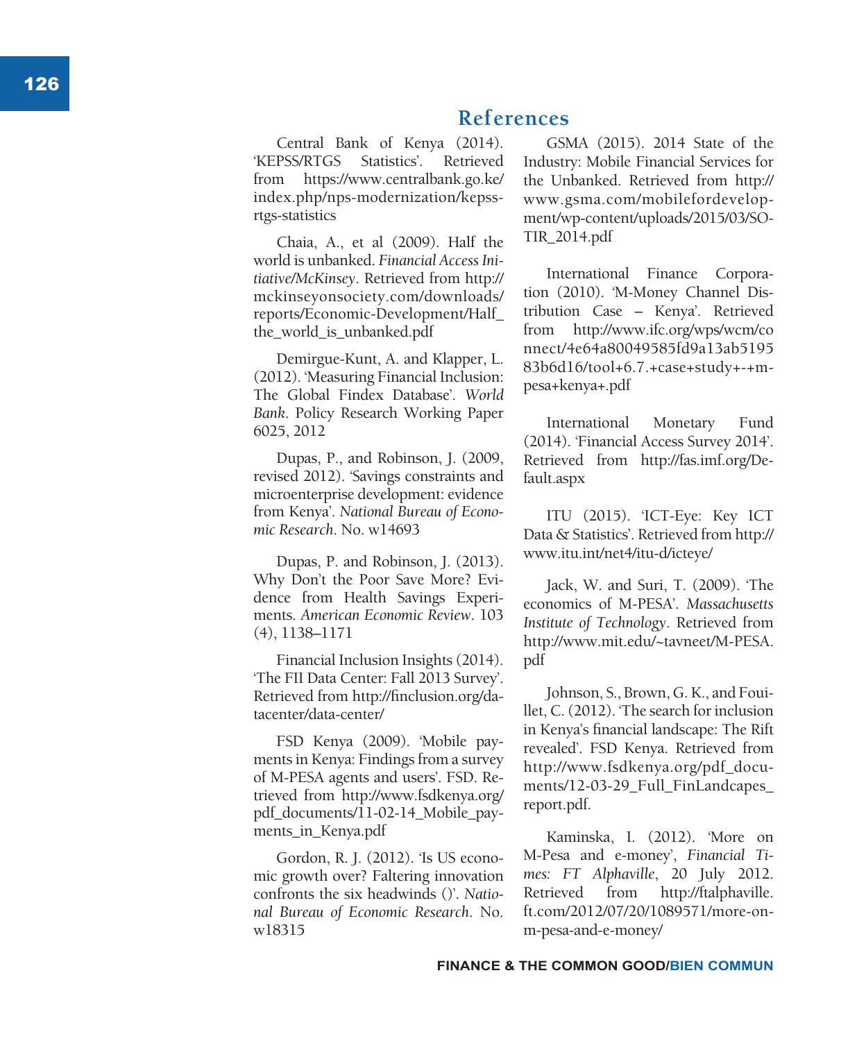## References

Central Bank of Kenya (2014). 'KEPSS/RTGS Statistics'. Retrieved from https://www.centralbank.go.ke/index.php/nps-modernization/kepss-rtgs-statistics

Chaia, A., et al (2009). Half the world is unbanked. *Financial Access Initiative/McKinsey*. Retrieved from http://mckinseyonsociety.com/downloads/reports/Economic-Development/Half_the_world_is_unbanked.pdf

Demirgue-Kunt, A. and Klapper, L. (2012). 'Measuring Financial Inclusion: The Global Findex Database'. *World Bank*. Policy Research Working Paper 6025, 2012

Dupas, P., and Robinson, J. (2009, revised 2012). 'Savings constraints and microenterprise development: evidence from Kenya'. *National Bureau of Economic Research*. No. w14693

Dupas, P. and Robinson, J. (2013). Why Don't the Poor Save More? Evidence from Health Savings Experiments. *American Economic Review*. 103 (4), 1138–1171

Financial Inclusion Insights (2014). 'The FII Data Center: Fall 2013 Survey'. Retrieved from http://finclusion.org/datacenter/data-center/

FSD Kenya (2009). 'Mobile payments in Kenya: Findings from a survey of M-PESA agents and users'. FSD. Retrieved from http://www.fsdkenya.org/pdf_documents/11-02-14_Mobile_payments_in_Kenya.pdf

Gordon, R. J. (2012). 'Is US economic growth over? Faltering innovation confronts the six headwinds ()'. *National Bureau of Economic Research*. No. w18315

GSMA (2015). 2014 State of the Industry: Mobile Financial Services for the Unbanked. Retrieved from http://www.gsma.com/mobilefordevelopment/wp-content/uploads/2015/03/SOTIR_2014.pdf

International Finance Corporation (2010). 'M-Money Channel Distribution Case – Kenya'. Retrieved from http://www.ifc.org/wps/wcm/connect/4e64a80049585fd9a13ab519583b6d16/tool+6.7.+case+study+-+m-pesa+kenya+.pdf

International Monetary Fund (2014). 'Financial Access Survey 2014'. Retrieved from http://fas.imf.org/Default.aspx

ITU (2015). 'ICT-Eye: Key ICT Data & Statistics'. Retrieved from http://www.itu.int/net4/itu-d/icteye/

Jack, W. and Suri, T. (2009). 'The economics of M-PESA'. *Massachusetts Institute of Technology*. Retrieved from http://www.mit.edu/~tavneet/M-PESA.pdf

Johnson, S., Brown, G. K., and Fouillet, C. (2012). 'The search for inclusion in Kenya's financial landscape: The Rift revealed'. FSD Kenya. Retrieved from http://www.fsdkenya.org/pdf_documents/12-03-29_Full_FinLandcapes_report.pdf.

Kaminska, I. (2012). 'More on M-Pesa and e-money', *Financial Times: FT Alphaville*, 20 July 2012. Retrieved from http://ftalphaville.ft.com/2012/07/20/1089571/more-on-m-pesa-and-e-money/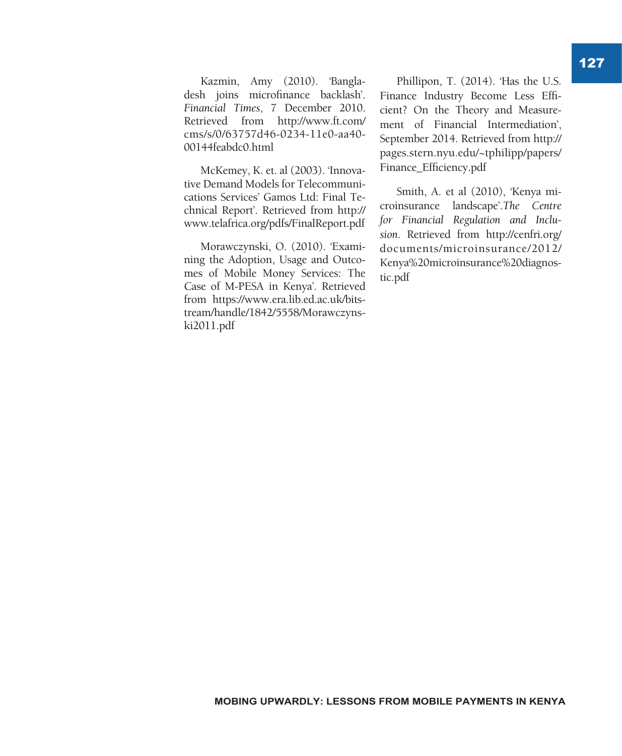Kazmin, Amy (2010). 'Bangladesh joins microfinance backlash'. *Financial Times*, 7 December 2010. Retrieved from http://www.ft.com/cms/s/0/63757d46-0234-11e0-aa40-00144feabdc0.html

McKemey, K. et. al (2003). 'Innovative Demand Models for Telecommunications Services' Gamos Ltd: Final Technical Report'. Retrieved from http://www.telafrica.org/pdfs/FinalReport.pdf

Morawczynski, O. (2010). 'Examining the Adoption, Usage and Outcomes of Mobile Money Services: The Case of M-PESA in Kenya'. Retrieved from https://www.era.lib.ed.ac.uk/bitstream/handle/1842/5558/Morawczynski2011.pdf

Phillipon, T. (2014). 'Has the U.S. Finance Industry Become Less Efficient? On the Theory and Measurement of Financial Intermediation', September 2014. Retrieved from http://pages.stern.nyu.edu/~tphilipp/papers/Finance_Efficiency.pdf

Smith, A. et al (2010), 'Kenya microinsurance landscape'.*The Centre for Financial Regulation and Inclusion*. Retrieved from http://cenfri.org/documents/microinsurance/2012/Kenya%20microinsurance%20diagnostic.pdf